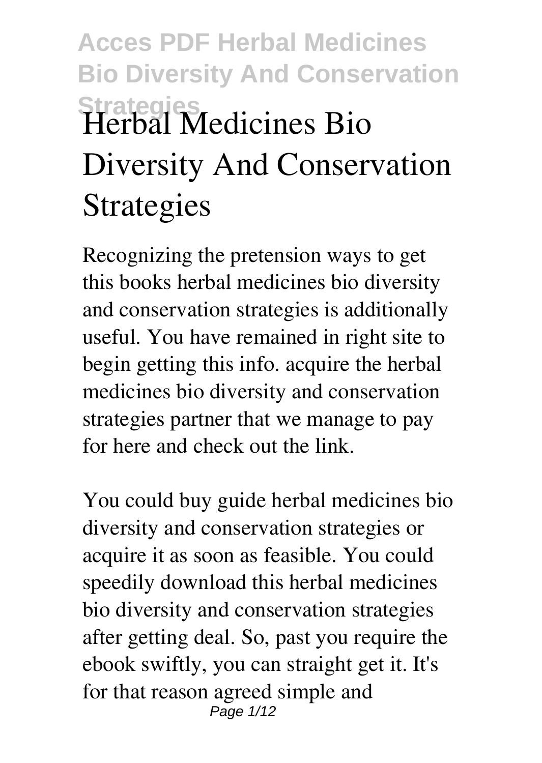# Herbal Medicines Bio Diversity And Conservation Strategies

Recognizing the pretension ways to get this books herbal medicines bio diversity and conservation strategies is additionally useful. You have remained in right site to begin getting this info. acquire the herbal medicines bio diversity and conservation strategies partner that we manage to pay for here and check out the link.

You could buy guide herbal medicines bio diversity and conservation strategies or acquire it as soon as feasible. You could speedily download this herbal medicines bio diversity and conservation strategies after getting deal. So, past you require the ebook swiftly, you can straight get it. It's for that reason agreed simple and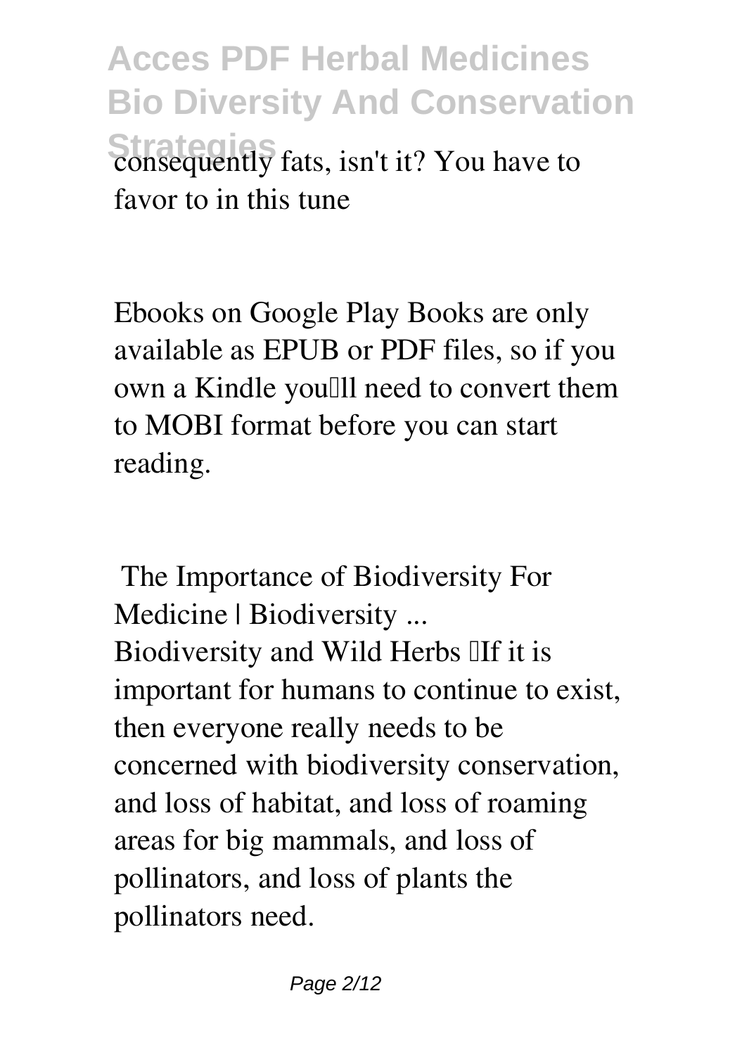consequently fats, isn't it? You have to favor to in this tune

Ebooks on Google Play Books are only available as EPUB or PDF files, so if you own a Kindle you'll need to convert them to MOBI format before you can start reading.

**The Importance of Biodiversity For Medicine | Biodiversity ...**

Biodiversity and Wild Herbs "If it is important for humans to continue to exist, then everyone really needs to be concerned with biodiversity conservation, and loss of habitat, and loss of roaming areas for big mammals, and loss of pollinators, and loss of plants the pollinators need.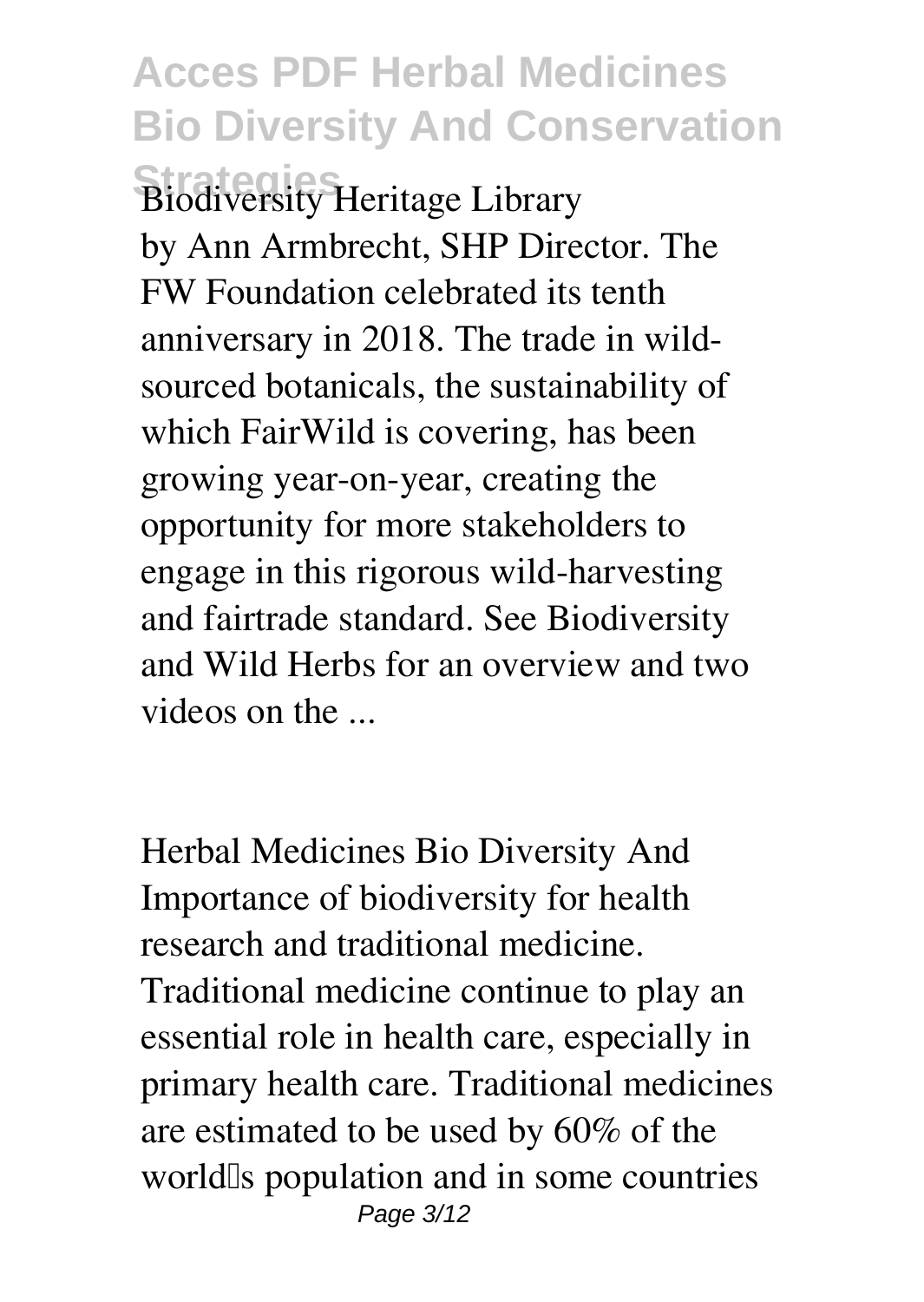Biodiversity Heritage Library

by Ann Armbrecht, SHP Director. The FW Foundation celebrated its tenth anniversary in 2018. The trade in wild-sourced botanicals, the sustainability of which FairWild is covering, has been growing year-on-year, creating the opportunity for more stakeholders to engage in this rigorous wild-harvesting and fairtrade standard. See Biodiversity and Wild Herbs for an overview and two videos on the ...

Herbal Medicines Bio Diversity And

Importance of biodiversity for health research and traditional medicine. Traditional medicine continue to play an essential role in health care, especially in primary health care. Traditional medicines are estimated to be used by 60% of the world's population and in some countries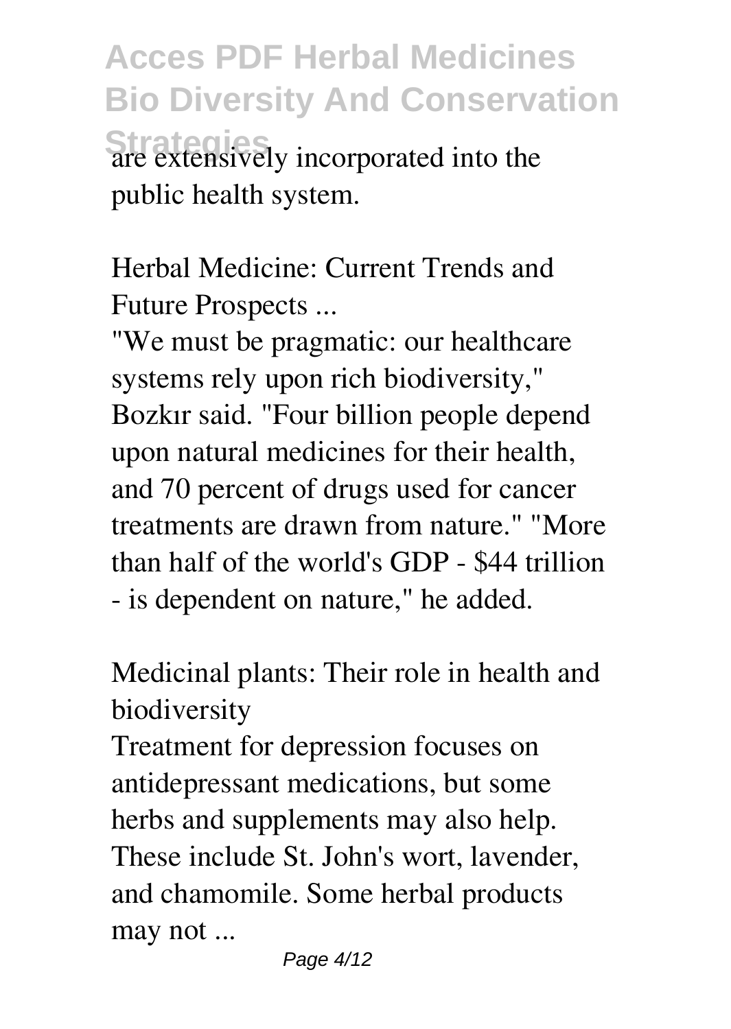are extensively incorporated into the public health system.

Herbal Medicine: Current Trends and Future Prospects ...

"We must be pragmatic: our healthcare systems rely upon rich biodiversity," Bozkır said. "Four billion people depend upon natural medicines for their health, and 70 percent of drugs used for cancer treatments are drawn from nature." "More than half of the world's GDP - $44 trillion - is dependent on nature," he added.

Medicinal plants: Their role in health and biodiversity

Treatment for depression focuses on antidepressant medications, but some herbs and supplements may also help. These include St. John's wort, lavender, and chamomile. Some herbal products may not ...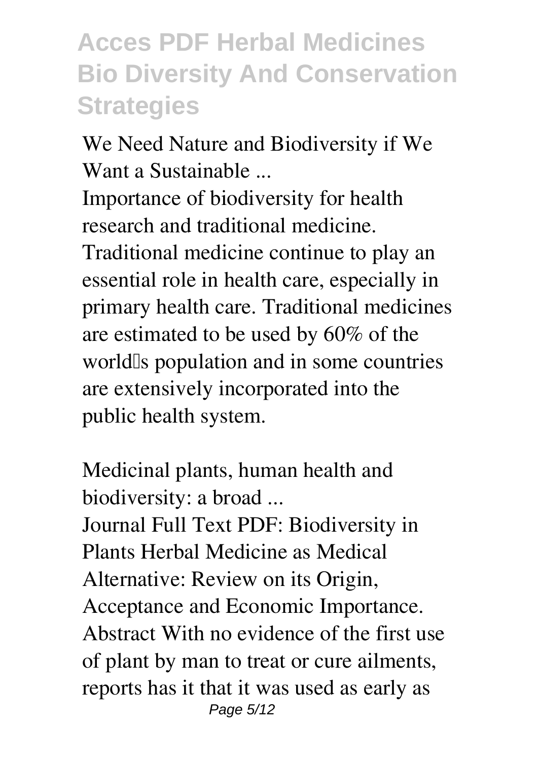**We Need Nature and Biodiversity if We Want a Sustainable ...**

Importance of biodiversity for health research and traditional medicine. Traditional medicine continue to play an essential role in health care, especially in primary health care. Traditional medicines are estimated to be used by 60% of the world's population and in some countries are extensively incorporated into the public health system.

**Medicinal plants, human health and biodiversity: a broad ...**

Journal Full Text PDF: Biodiversity in Plants Herbal Medicine as Medical Alternative: Review on its Origin, Acceptance and Economic Importance. Abstract With no evidence of the first use of plant by man to treat or cure ailments, reports has it that it was used as early as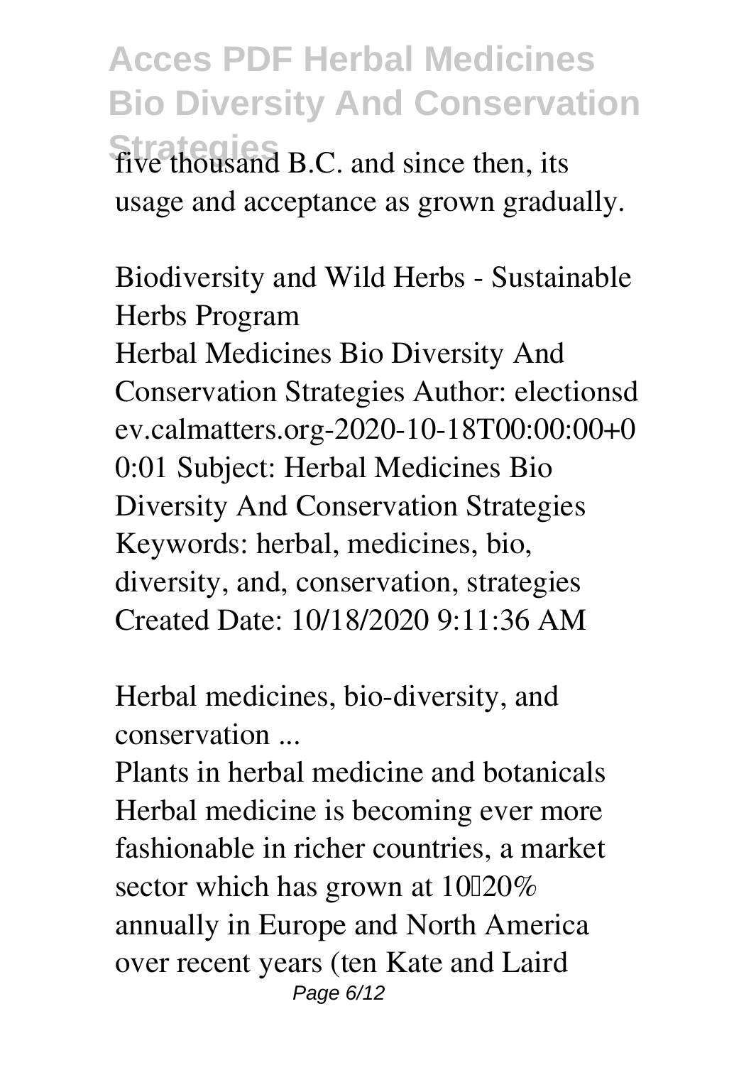five thousand B.C. and since then, its usage and acceptance as grown gradually.

**Biodiversity and Wild Herbs - Sustainable Herbs Program**

Herbal Medicines Bio Diversity And Conservation Strategies Author: electionsdev.calmatters.org-2020-10-18T00:00:00+00:01 Subject: Herbal Medicines Bio Diversity And Conservation Strategies Keywords: herbal, medicines, bio, diversity, and, conservation, strategies Created Date: 10/18/2020 9:11:36 AM

**Herbal medicines, bio-diversity, and conservation ...**

Plants in herbal medicine and botanicals Herbal medicine is becoming ever more fashionable in richer countries, a market sector which has grown at 10–20% annually in Europe and North America over recent years (ten Kate and Laird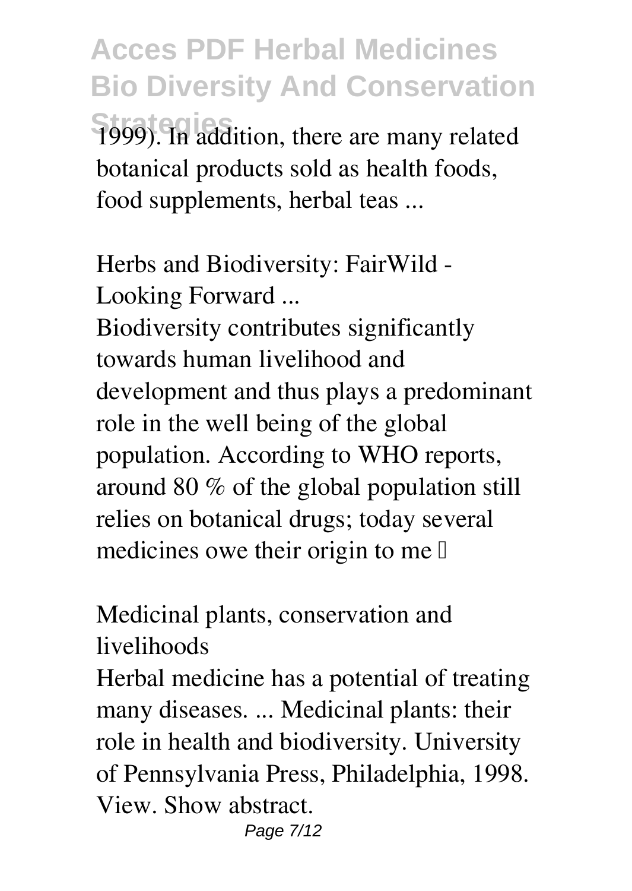1999). In addition, there are many related botanical products sold as health foods, food supplements, herbal teas ...

**Herbs and Biodiversity: FairWild - Looking Forward ...**

Biodiversity contributes significantly towards human livelihood and development and thus plays a predominant role in the well being of the global population. According to WHO reports, around 80 % of the global population still relies on botanical drugs; today several medicines owe their origin to me …

**Medicinal plants, conservation and livelihoods**

Herbal medicine has a potential of treating many diseases. ... Medicinal plants: their role in health and biodiversity. University of Pennsylvania Press, Philadelphia, 1998. View. Show abstract.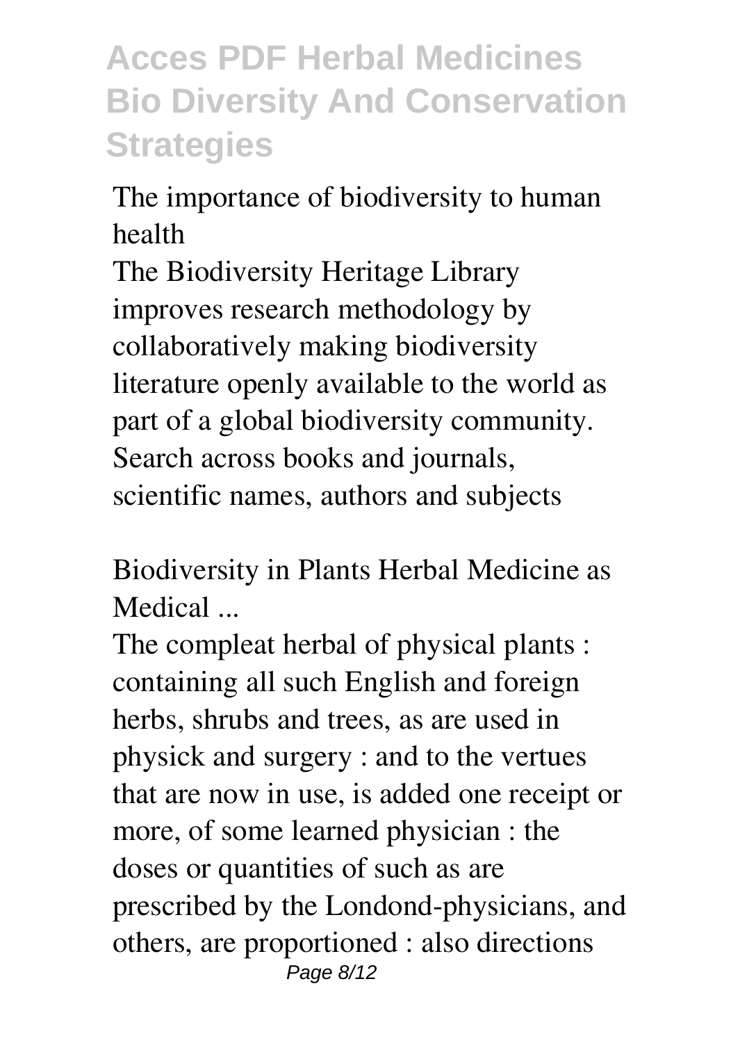**The importance of biodiversity to human health**

The Biodiversity Heritage Library improves research methodology by collaboratively making biodiversity literature openly available to the world as part of a global biodiversity community. Search across books and journals, scientific names, authors and subjects

**Biodiversity in Plants Herbal Medicine as Medical ...**

The compleat herbal of physical plants : containing all such English and foreign herbs, shrubs and trees, as are used in physick and surgery : and to the vertues that are now in use, is added one receipt or more, of some learned physician : the doses or quantities of such as are prescribed by the Londond-physicians, and others, are proportioned : also directions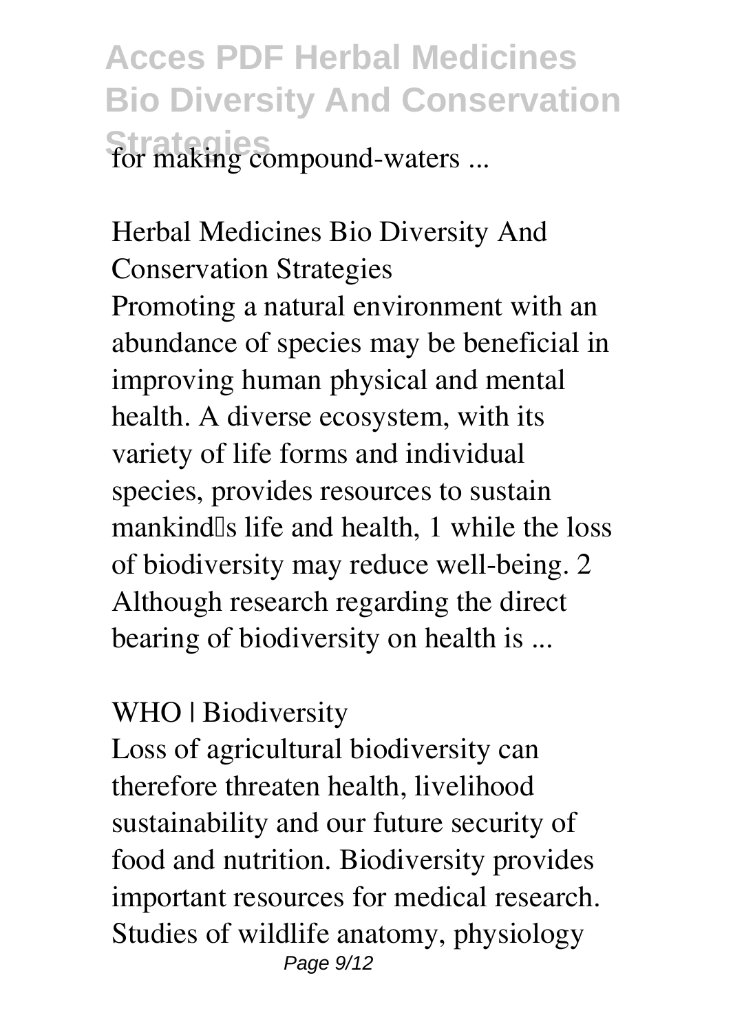for making compound-waters ...

## Herbal Medicines Bio Diversity And Conservation Strategies

Promoting a natural environment with an abundance of species may be beneficial in improving human physical and mental health. A diverse ecosystem, with its variety of life forms and individual species, provides resources to sustain mankind's life and health, 1 while the loss of biodiversity may reduce well-being. 2 Although research regarding the direct bearing of biodiversity on health is ...

## WHO | Biodiversity

Loss of agricultural biodiversity can therefore threaten health, livelihood sustainability and our future security of food and nutrition. Biodiversity provides important resources for medical research. Studies of wildlife anatomy, physiology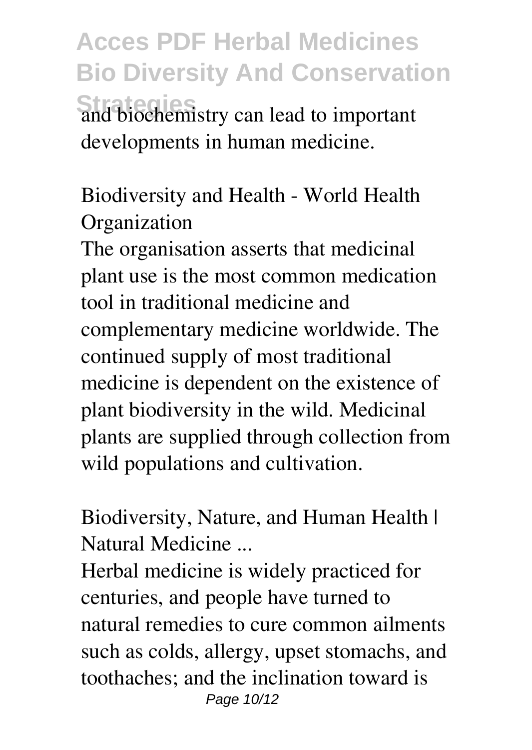and biochemistry can lead to important developments in human medicine.

**Biodiversity and Health - World Health Organization**

The organisation asserts that medicinal plant use is the most common medication tool in traditional medicine and complementary medicine worldwide. The continued supply of most traditional medicine is dependent on the existence of plant biodiversity in the wild. Medicinal plants are supplied through collection from wild populations and cultivation.

**Biodiversity, Nature, and Human Health | Natural Medicine ...**

Herbal medicine is widely practiced for centuries, and people have turned to natural remedies to cure common ailments such as colds, allergy, upset stomachs, and toothaches; and the inclination toward is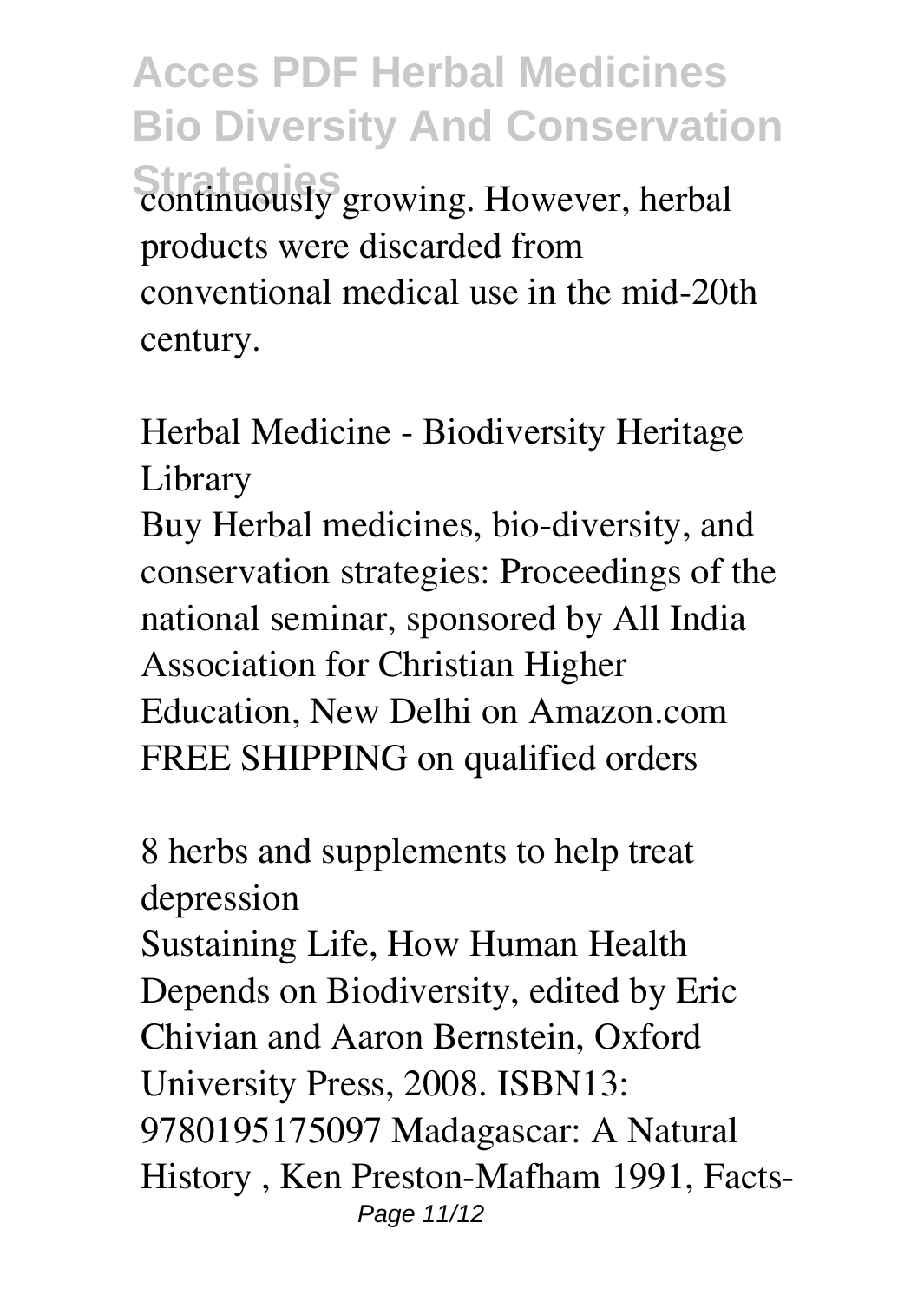continuously growing. However, herbal products were discarded from conventional medical use in the mid-20th century.

## Herbal Medicine - Biodiversity Heritage Library

Buy Herbal medicines, bio-diversity, and conservation strategies: Proceedings of the national seminar, sponsored by All India Association for Christian Higher Education, New Delhi on Amazon.com FREE SHIPPING on qualified orders

## 8 herbs and supplements to help treat depression

Sustaining Life, How Human Health Depends on Biodiversity, edited by Eric Chivian and Aaron Bernstein, Oxford University Press, 2008. ISBN13: 9780195175097 Madagascar: A Natural History , Ken Preston-Mafham 1991, Facts-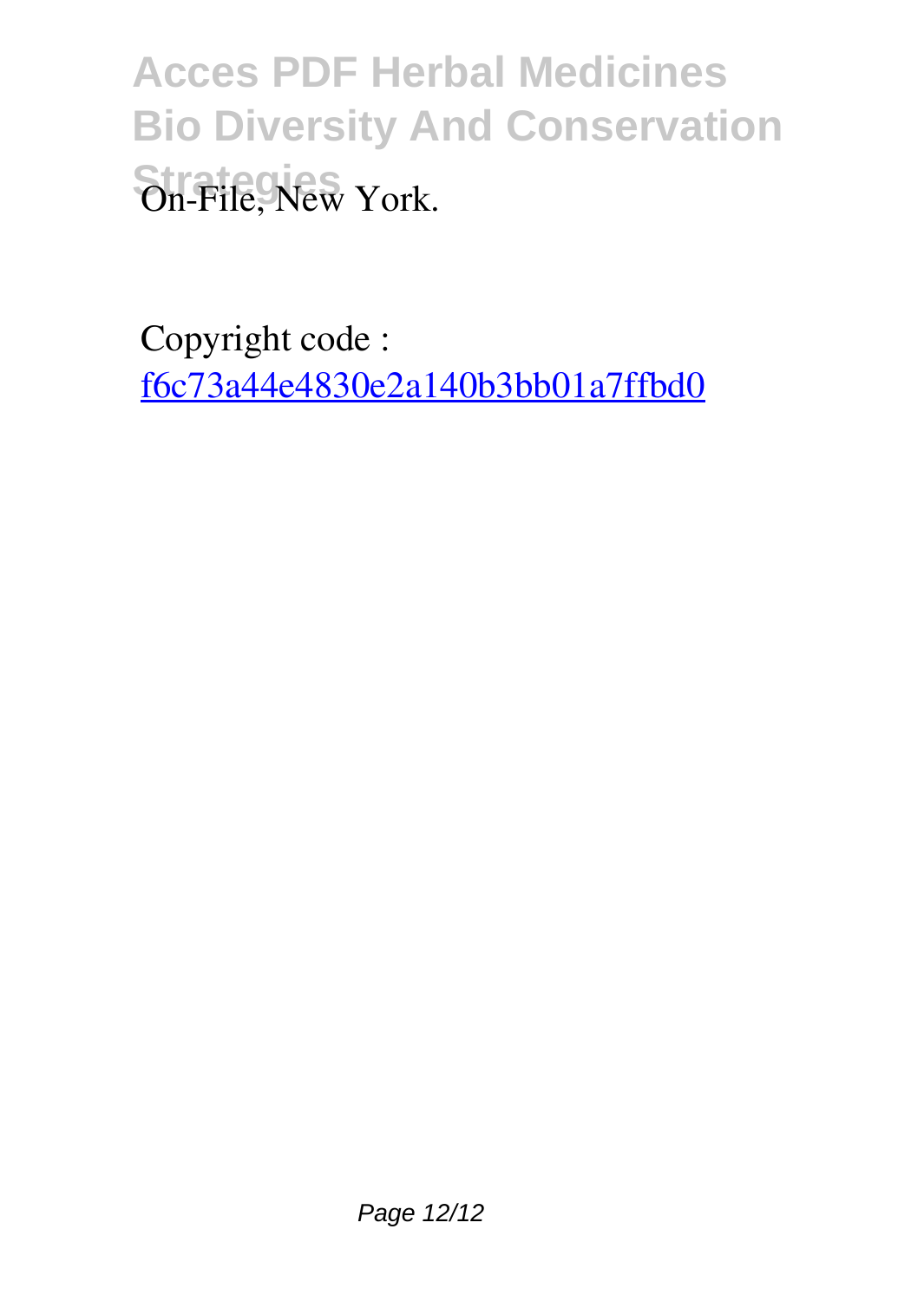On-File, New York.

Copyright code : f6c73a44e4830e2a140b3bb01a7ffbd0